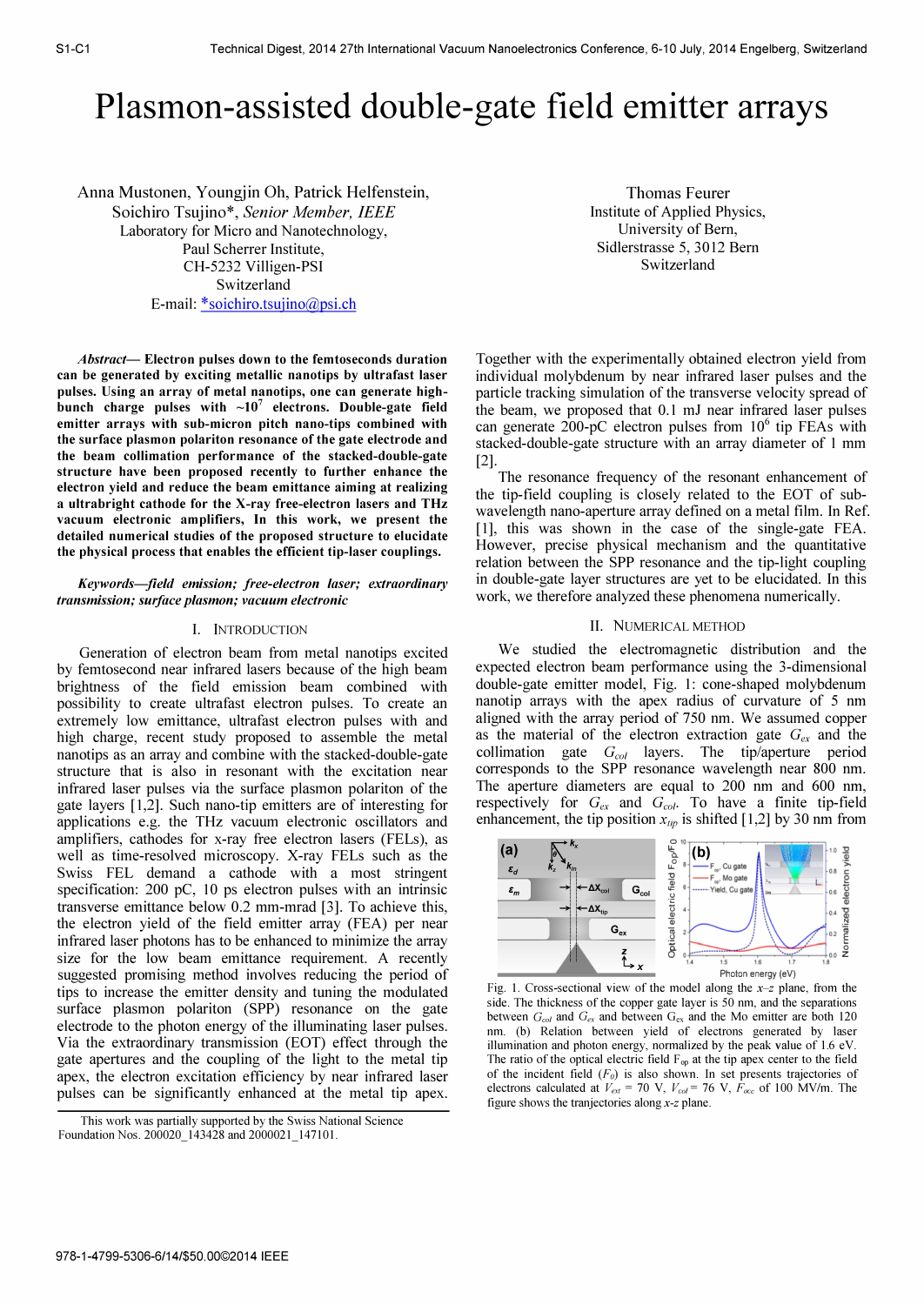# Plasmon-assisted double-gate field emitter arrays

Anna Mustonen, Youngjin Oh, Patrick Helfenstein, Soichiro Tsujino*, *Senior Member, IEEE*
Laboratory for Micro and Nanotechnology,
Paul Scherrer Institute,
CH-5232 Villigen-PSI
Switzerland
E-mail: *soichiro.tsujino@psi.ch

Thomas Feurer
Institute of Applied Physics,
University of Bern,
Sidlerstrasse 5, 3012 Bern
Switzerland

***Abstract*— Electron pulses down to the femtoseconds duration can be generated by exciting metallic nanotips by ultrafast laser pulses. Using an array of metal nanotips, one can generate high-bunch charge pulses with ~$10^7$ electrons. Double-gate field emitter arrays with sub-micron pitch nano-tips combined with the surface plasmon polariton resonance of the gate electrode and the beam collimation performance of the stacked-double-gate structure have been proposed recently to further enhance the electron yield and reduce the beam emittance aiming at realizing a ultrabright cathode for the X-ray free-electron lasers and THz vacuum electronic amplifiers, In this work, we present the detailed numerical studies of the proposed structure to elucidate the physical process that enables the efficient tip-laser couplings.**

***Keywords—field emission; free-electron laser; extraordinary transmission; surface plasmon; vacuum electronic***

## I. Introduction

Generation of electron beam from metal nanotips excited by femtosecond near infrared lasers because of the high beam brightness of the field emission beam combined with possibility to create ultrafast electron pulses. To create an extremely low emittance, ultrafast electron pulses with and high charge, recent study proposed to assemble the metal nanotips as an array and combine with the stacked-double-gate structure that is also in resonant with the excitation near infrared laser pulses via the surface plasmon polariton of the gate layers [1,2]. Such nano-tip emitters are of interesting for applications e.g. the THz vacuum electronic oscillators and amplifiers, cathodes for x-ray free electron lasers (FELs), as well as time-resolved microscopy. X-ray FELs such as the Swiss FEL demand a cathode with a most stringent specification: 200 pC, 10 ps electron pulses with an intrinsic transverse emittance below 0.2 mm-mrad [3]. To achieve this, the electron yield of the field emitter array (FEA) per near infrared laser photons has to be enhanced to minimize the array size for the low beam emittance requirement. A recently suggested promising method involves reducing the period of tips to increase the emitter density and tuning the modulated surface plasmon polariton (SPP) resonance on the gate electrode to the photon energy of the illuminating laser pulses. Via the extraordinary transmission (EOT) effect through the gate apertures and the coupling of the light to the metal tip apex, the electron excitation efficiency by near infrared laser pulses can be significantly enhanced at the metal tip apex. Together with the experimentally obtained electron yield from individual molybdenum by near infrared laser pulses and the particle tracking simulation of the transverse velocity spread of the beam, we proposed that 0.1 mJ near infrared laser pulses can generate 200-pC electron pulses from $10^6$ tip FEAs with stacked-double-gate structure with an array diameter of 1 mm [2].

The resonance frequency of the resonant enhancement of the tip-field coupling is closely related to the EOT of sub-wavelength nano-aperture array defined on a metal film. In Ref. [1], this was shown in the case of the single-gate FEA. However, precise physical mechanism and the quantitative relation between the SPP resonance and the tip-light coupling in double-gate layer structures are yet to be elucidated. In this work, we therefore analyzed these phenomena numerically.

## II. Numerical Method

We studied the electromagnetic distribution and the expected electron beam performance using the 3-dimensional double-gate emitter model, Fig. 1: cone-shaped molybdenum nanotip arrays with the apex radius of curvature of 5 nm aligned with the array period of 750 nm. We assumed copper as the material of the electron extraction gate $G_{ex}$ and the collimation gate $G_{col}$ layers. The tip/aperture period corresponds to the SPP resonance wavelength near 800 nm. The aperture diameters are equal to 200 nm and 600 nm, respectively for $G_{ex}$ and $G_{col}$. To have a finite tip-field enhancement, the tip position $x_{tip}$ is shifted [1,2] by 30 nm from

Fig. 1. Cross-sectional view of the model along the *x–z* plane, from the side. The thickness of the copper gate layer is 50 nm, and the separations between $G_{col}$ and $G_{ex}$ and between $G_{ex}$ and the Mo emitter are both 120 nm. (b) Relation between yield of electrons generated by laser illumination and photon energy, normalized by the peak value of 1.6 eV. The ratio of the optical electric field $F_{op}$ at the tip apex center to the field of the incident field ($F_0$) is also shown. In set presents trajectories of electrons calculated at $V_{ext}$ = 70 V, $V_{col}$ = 76 V, $F_{acc}$ of 100 MV/m. The figure shows the trajectories along *x-z* plane.

This work was partially supported by the Swiss National Science Foundation Nos. 200020_143428 and 2000021_147101.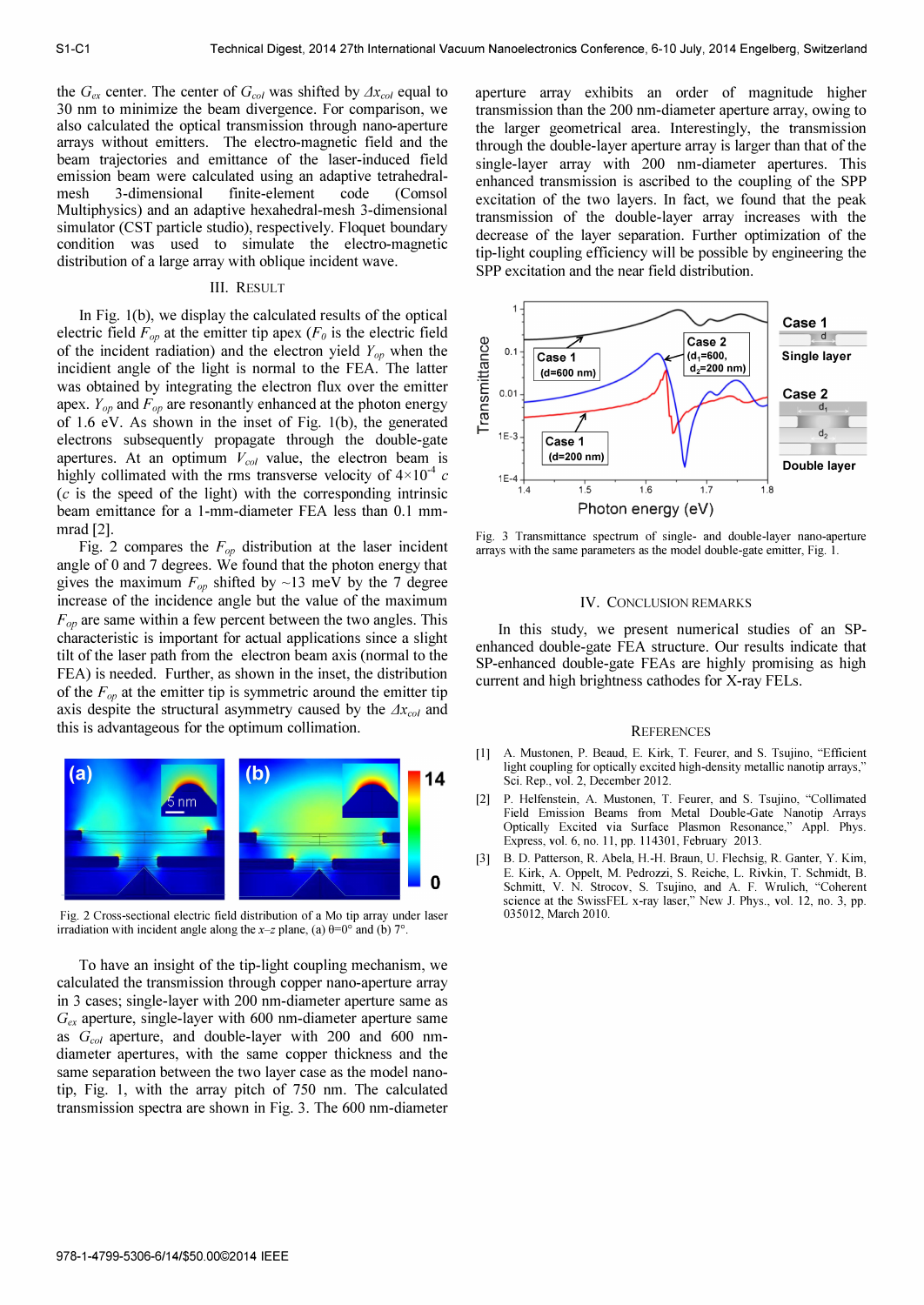the $G_{ex}$ center. The center of $G_{col}$ was shifted by $\Delta x_{col}$ equal to 30 nm to minimize the beam divergence. For comparison, we also calculated the optical transmission through nano-aperture arrays without emitters. The electro-magnetic field and the beam trajectories and emittance of the laser-induced field emission beam were calculated using an adaptive tetrahedral-mesh 3-dimensional finite-element code (Comsol Multiphysics) and an adaptive hexahedral-mesh 3-dimensional simulator (CST particle studio), respectively. Floquet boundary condition was used to simulate the electro-magnetic distribution of a large array with oblique incident wave.

## III. Result

In Fig. 1(b), we display the calculated results of the optical electric field $F_{op}$ at the emitter tip apex ($F_0$ is the electric field of the incident radiation) and the electron yield $Y_{op}$ when the incident angle of the light is normal to the FEA. The latter was obtained by integrating the electron flux over the emitter apex. $Y_{op}$ and $F_{op}$ are resonantly enhanced at the photon energy of 1.6 eV. As shown in the inset of Fig. 1(b), the generated electrons subsequently propagate through the double-gate apertures. At an optimum $V_{col}$ value, the electron beam is highly collimated with the rms transverse velocity of $4\times10^{-4}$ $c$ ($c$ is the speed of the light) with the corresponding intrinsic beam emittance for a 1-mm-diameter FEA less than 0.1 mm-mrad [2].

Fig. 2 compares the $F_{op}$ distribution at the laser incident angle of 0 and 7 degrees. We found that the photon energy that gives the maximum $F_{op}$ shifted by ~13 meV by the 7 degree increase of the incidence angle but the value of the maximum $F_{op}$ are same within a few percent between the two angles. This characteristic is important for actual applications since a slight tilt of the laser path from the electron beam axis (normal to the FEA) is needed. Further, as shown in the inset, the distribution of the $F_{op}$ at the emitter tip is symmetric around the emitter tip axis despite the structural asymmetry caused by the $\Delta x_{col}$ and this is advantageous for the optimum collimation.

(a)
5 nm
(b)
14
0

Fig. 2 Cross-sectional electric field distribution of a Mo tip array under laser irradiation with incident angle along the $x$–$z$ plane, (a) $\theta=0°$ and (b) $7°$.

To have an insight of the tip-light coupling mechanism, we calculated the transmission through copper nano-aperture array in 3 cases; single-layer with 200 nm-diameter aperture same as $G_{ex}$ aperture, single-layer with 600 nm-diameter aperture same as $G_{col}$ aperture, and double-layer with 200 and 600 nm-diameter apertures, with the same copper thickness and the same separation between the two layer case as the model nano-tip, Fig. 1, with the array pitch of 750 nm. The calculated transmission spectra are shown in Fig. 3. The 600 nm-diameter aperture array exhibits an order of magnitude higher transmission than the 200 nm-diameter aperture array, owing to the larger geometrical area. Interestingly, the transmission through the double-layer aperture array is larger than that of the single-layer array with 200 nm-diameter apertures. This enhanced transmission is ascribed to the coupling of the SPP excitation of the two layers. In fact, we found that the peak transmission of the double-layer array increases with the decrease of the layer separation. Further optimization of the tip-light coupling efficiency will be possible by engineering the SPP excitation and the near field distribution.

Transmittance
1
0.1
0.01
1E-3
1E-4
1.4
1.5
1.6
1.7
1.8
Photon energy (eV)
Case 1 (d=600 nm)
Case 2 ($d_1$=600, $d_2$=200 nm)
Case 1 (d=200 nm)
Case 1
d
Single layer
Case 2
$d_1$
$d_2$
Double layer

Fig. 3 Transmittance spectrum of single- and double-layer nano-aperture arrays with the same parameters as the model double-gate emitter, Fig. 1.

## IV. Conclusion Remarks

In this study, we present numerical studies of an SP-enhanced double-gate FEA structure. Our results indicate that SP-enhanced double-gate FEAs are highly promising as high current and high brightness cathodes for X-ray FELs.

## References

[1] A. Mustonen, P. Beaud, E. Kirk, T. Feurer, and S. Tsujino, "Efficient light coupling for optically excited high-density metallic nanotip arrays," Sci. Rep., vol. 2, December 2012.

[2] P. Helfenstein, A. Mustonen, T. Feurer, and S. Tsujino, "Collimated Field Emission Beams from Metal Double-Gate Nanotip Arrays Optically Excited via Surface Plasmon Resonance," Appl. Phys. Express, vol. 6, no. 11, pp. 114301, February 2013.

[3] B. D. Patterson, R. Abela, H.-H. Braun, U. Flechsig, R. Ganter, Y. Kim, E. Kirk, A. Oppelt, M. Pedrozzi, S. Reiche, L. Rivkin, T. Schmidt, B. Schmitt, V. N. Strocov, S. Tsujino, and A. F. Wrulich, "Coherent science at the SwissFEL x-ray laser," New J. Phys., vol. 12, no. 3, pp. 035012, March 2010.